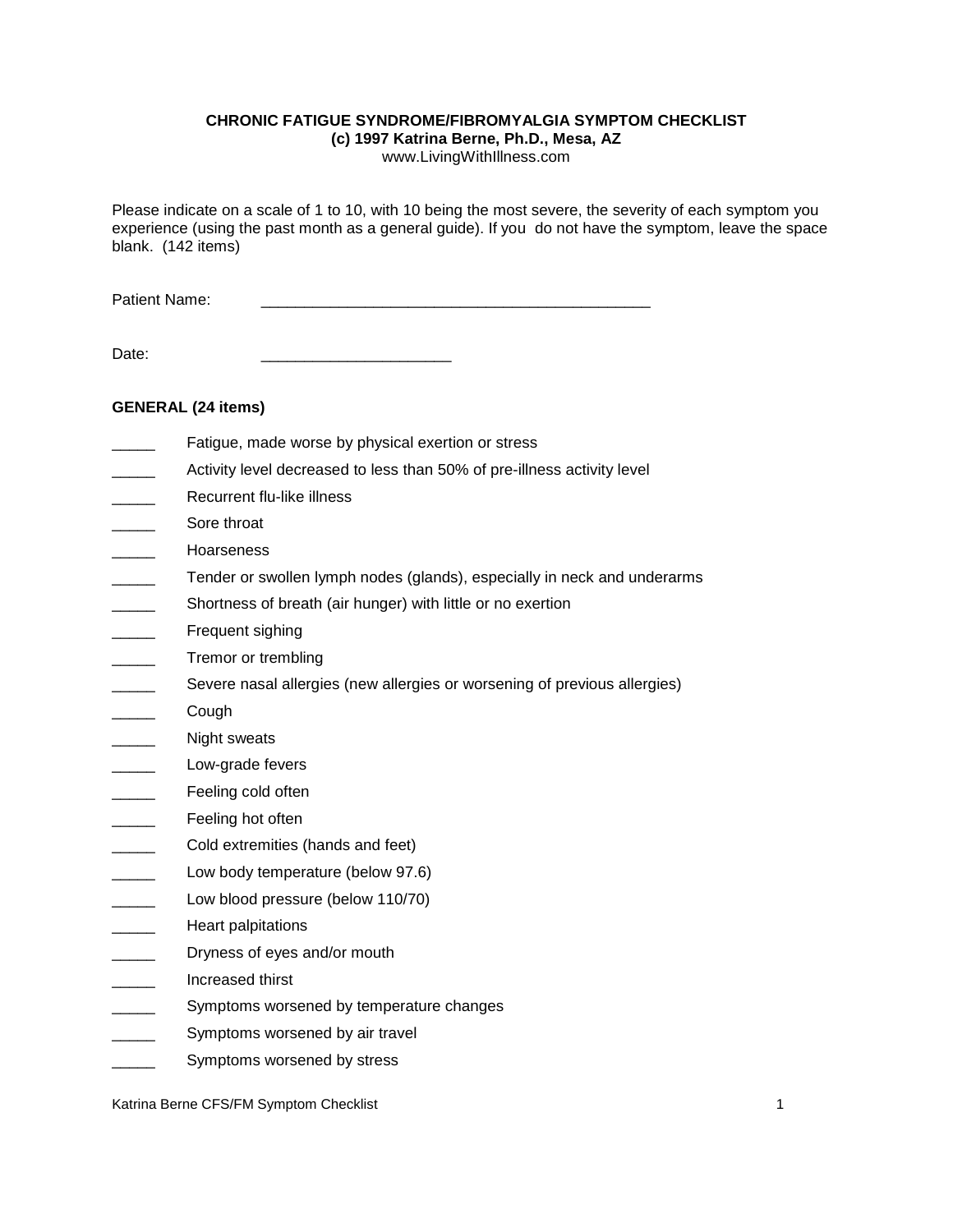**CHRONIC FATIGUE SYNDROME/FIBROMYALGIA SYMPTOM CHECKLIST**
**(c) 1997 Katrina Berne, Ph.D., Mesa, AZ**
www.LivingWithIllness.com

Please indicate on a scale of 1 to 10, with 10 being the most severe, the severity of each symptom you experience (using the past month as a general guide). If you do not have the symptom, leave the space blank. (142 items)

Patient Name: _______________________________________________

Date: ______________________

**GENERAL (24 items)**

_____ Fatigue, made worse by physical exertion or stress
_____ Activity level decreased to less than 50% of pre-illness activity level
_____ Recurrent flu-like illness
_____ Sore throat
_____ Hoarseness
_____ Tender or swollen lymph nodes (glands), especially in neck and underarms
_____ Shortness of breath (air hunger) with little or no exertion
_____ Frequent sighing
_____ Tremor or trembling
_____ Severe nasal allergies (new allergies or worsening of previous allergies)
_____ Cough
_____ Night sweats
_____ Low-grade fevers
_____ Feeling cold often
_____ Feeling hot often
_____ Cold extremities (hands and feet)
_____ Low body temperature (below 97.6)
_____ Low blood pressure (below 110/70)
_____ Heart palpitations
_____ Dryness of eyes and/or mouth
_____ Increased thirst
_____ Symptoms worsened by temperature changes
_____ Symptoms worsened by air travel
_____ Symptoms worsened by stress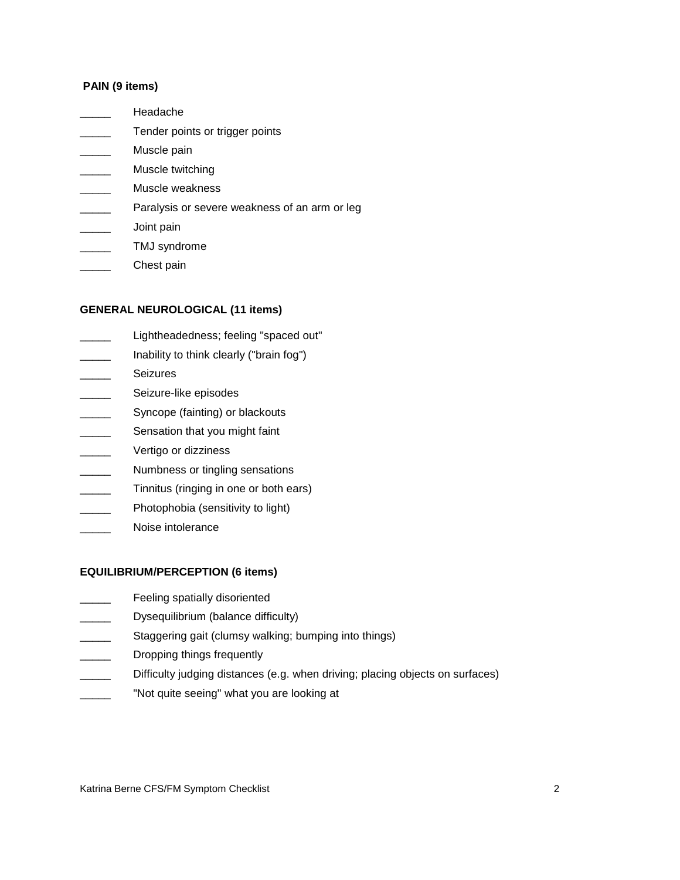**PAIN (9 items)**

_____ Headache
_____ Tender points or trigger points
_____ Muscle pain
_____ Muscle twitching
_____ Muscle weakness
_____ Paralysis or severe weakness of an arm or leg
_____ Joint pain
_____ TMJ syndrome
_____ Chest pain

**GENERAL NEUROLOGICAL (11 items)**

_____ Lightheadedness; feeling "spaced out"
_____ Inability to think clearly ("brain fog")
_____ Seizures
_____ Seizure-like episodes
_____ Syncope (fainting) or blackouts
_____ Sensation that you might faint
_____ Vertigo or dizziness
_____ Numbness or tingling sensations
_____ Tinnitus (ringing in one or both ears)
_____ Photophobia (sensitivity to light)
_____ Noise intolerance

**EQUILIBRIUM/PERCEPTION (6 items)**

_____ Feeling spatially disoriented
_____ Dysequilibrium (balance difficulty)
_____ Staggering gait (clumsy walking; bumping into things)
_____ Dropping things frequently
_____ Difficulty judging distances (e.g. when driving; placing objects on surfaces)
_____ "Not quite seeing" what you are looking at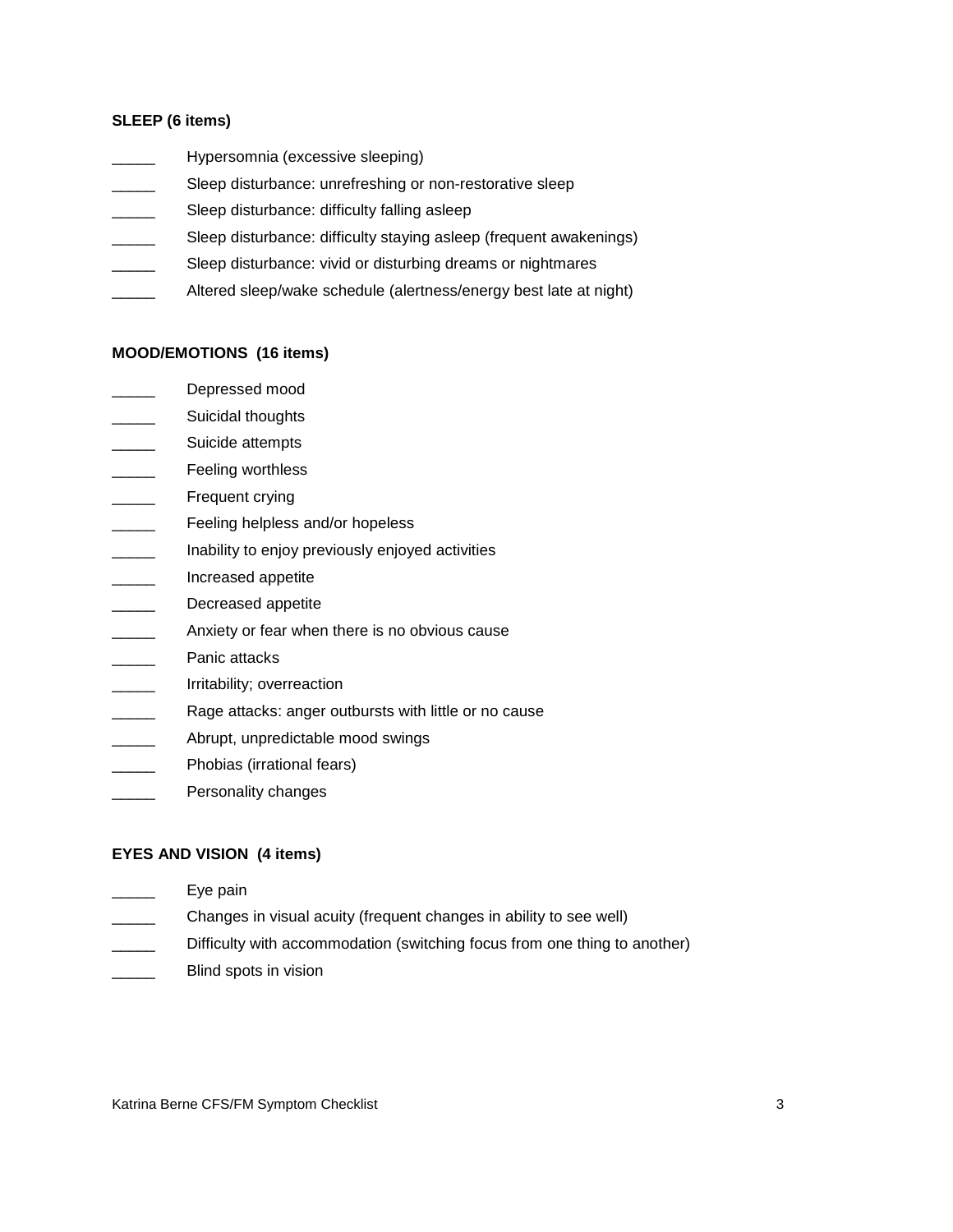**SLEEP (6 items)**

_____ Hypersomnia (excessive sleeping)
_____ Sleep disturbance: unrefreshing or non-restorative sleep
_____ Sleep disturbance: difficulty falling asleep
_____ Sleep disturbance: difficulty staying asleep (frequent awakenings)
_____ Sleep disturbance: vivid or disturbing dreams or nightmares
_____ Altered sleep/wake schedule (alertness/energy best late at night)

**MOOD/EMOTIONS (16 items)**

_____ Depressed mood
_____ Suicidal thoughts
_____ Suicide attempts
_____ Feeling worthless
_____ Frequent crying
_____ Feeling helpless and/or hopeless
_____ Inability to enjoy previously enjoyed activities
_____ Increased appetite
_____ Decreased appetite
_____ Anxiety or fear when there is no obvious cause
_____ Panic attacks
_____ Irritability; overreaction
_____ Rage attacks: anger outbursts with little or no cause
_____ Abrupt, unpredictable mood swings
_____ Phobias (irrational fears)
_____ Personality changes

**EYES AND VISION (4 items)**

_____ Eye pain
_____ Changes in visual acuity (frequent changes in ability to see well)
_____ Difficulty with accommodation (switching focus from one thing to another)
_____ Blind spots in vision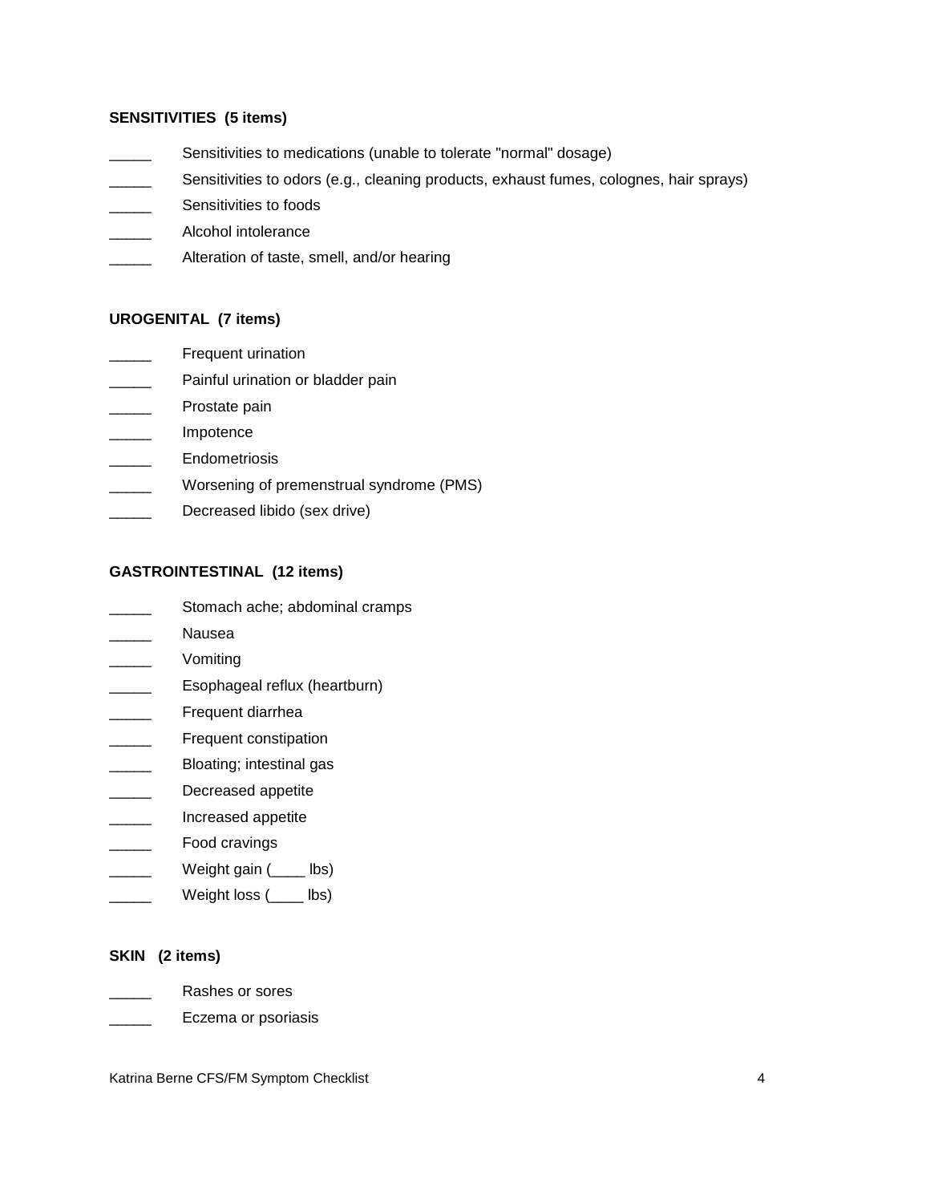**SENSITIVITIES (5 items)**

_____ Sensitivities to medications (unable to tolerate "normal" dosage)
_____ Sensitivities to odors (e.g., cleaning products, exhaust fumes, colognes, hair sprays)
_____ Sensitivities to foods
_____ Alcohol intolerance
_____ Alteration of taste, smell, and/or hearing

**UROGENITAL (7 items)**

_____ Frequent urination
_____ Painful urination or bladder pain
_____ Prostate pain
_____ Impotence
_____ Endometriosis
_____ Worsening of premenstrual syndrome (PMS)
_____ Decreased libido (sex drive)

**GASTROINTESTINAL (12 items)**

_____ Stomach ache; abdominal cramps
_____ Nausea
_____ Vomiting
_____ Esophageal reflux (heartburn)
_____ Frequent diarrhea
_____ Frequent constipation
_____ Bloating; intestinal gas
_____ Decreased appetite
_____ Increased appetite
_____ Food cravings
_____ Weight gain (____ lbs)
_____ Weight loss (____ lbs)

**SKIN (2 items)**

_____ Rashes or sores
_____ Eczema or psoriasis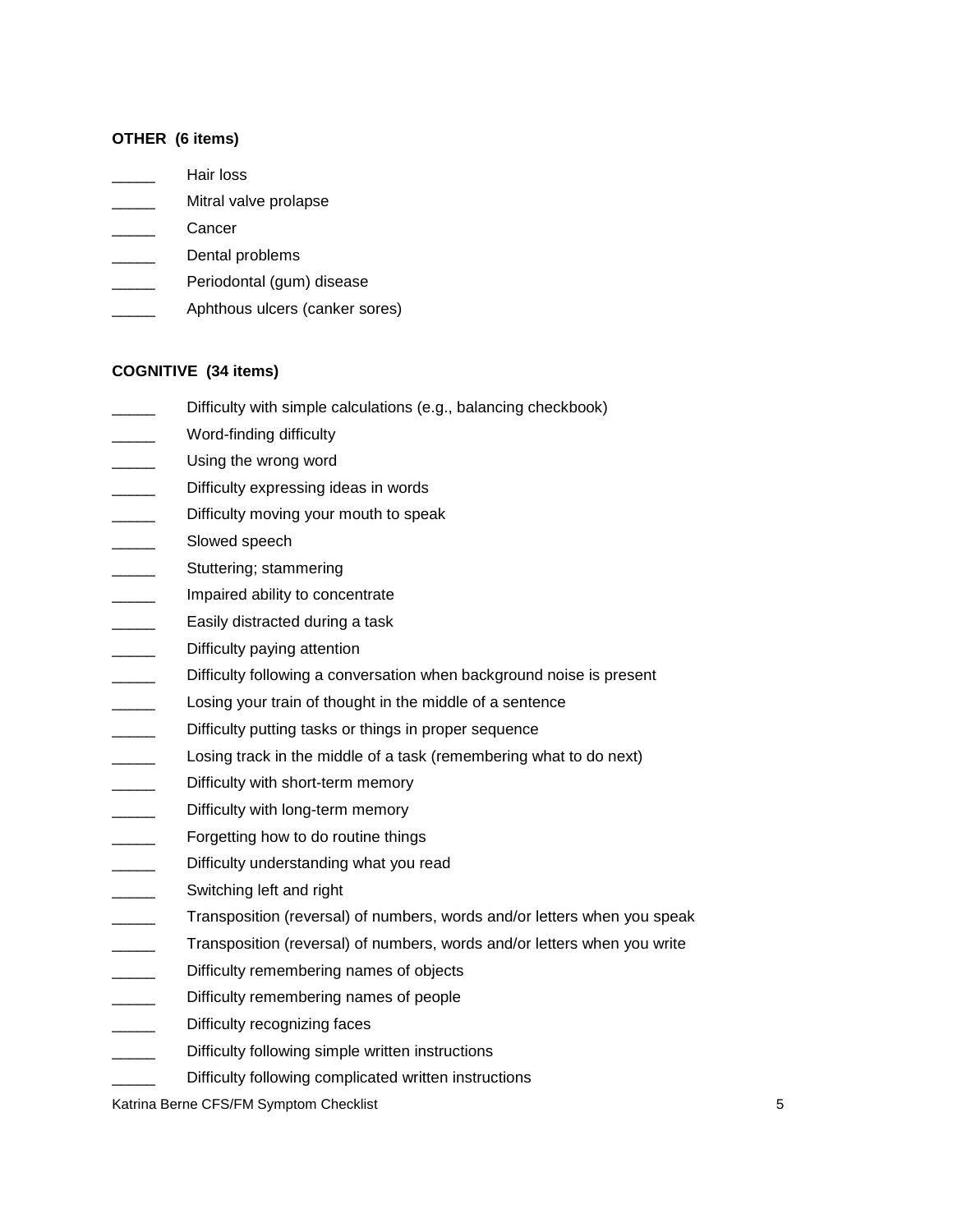**OTHER (6 items)**

_____ Hair loss
_____ Mitral valve prolapse
_____ Cancer
_____ Dental problems
_____ Periodontal (gum) disease
_____ Aphthous ulcers (canker sores)

**COGNITIVE (34 items)**

_____ Difficulty with simple calculations (e.g., balancing checkbook)
_____ Word-finding difficulty
_____ Using the wrong word
_____ Difficulty expressing ideas in words
_____ Difficulty moving your mouth to speak
_____ Slowed speech
_____ Stuttering; stammering
_____ Impaired ability to concentrate
_____ Easily distracted during a task
_____ Difficulty paying attention
_____ Difficulty following a conversation when background noise is present
_____ Losing your train of thought in the middle of a sentence
_____ Difficulty putting tasks or things in proper sequence
_____ Losing track in the middle of a task (remembering what to do next)
_____ Difficulty with short-term memory
_____ Difficulty with long-term memory
_____ Forgetting how to do routine things
_____ Difficulty understanding what you read
_____ Switching left and right
_____ Transposition (reversal) of numbers, words and/or letters when you speak
_____ Transposition (reversal) of numbers, words and/or letters when you write
_____ Difficulty remembering names of objects
_____ Difficulty remembering names of people
_____ Difficulty recognizing faces
_____ Difficulty following simple written instructions
_____ Difficulty following complicated written instructions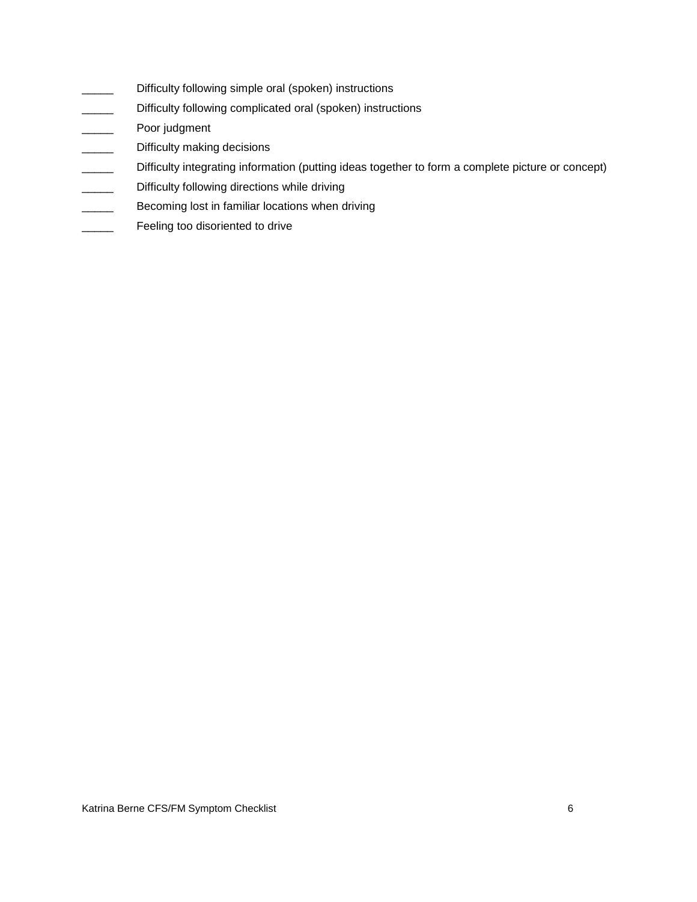_____ Difficulty following simple oral (spoken) instructions

_____ Difficulty following complicated oral (spoken) instructions

_____ Poor judgment

_____ Difficulty making decisions

_____ Difficulty integrating information (putting ideas together to form a complete picture or concept)

_____ Difficulty following directions while driving

_____ Becoming lost in familiar locations when driving

_____ Feeling too disoriented to drive